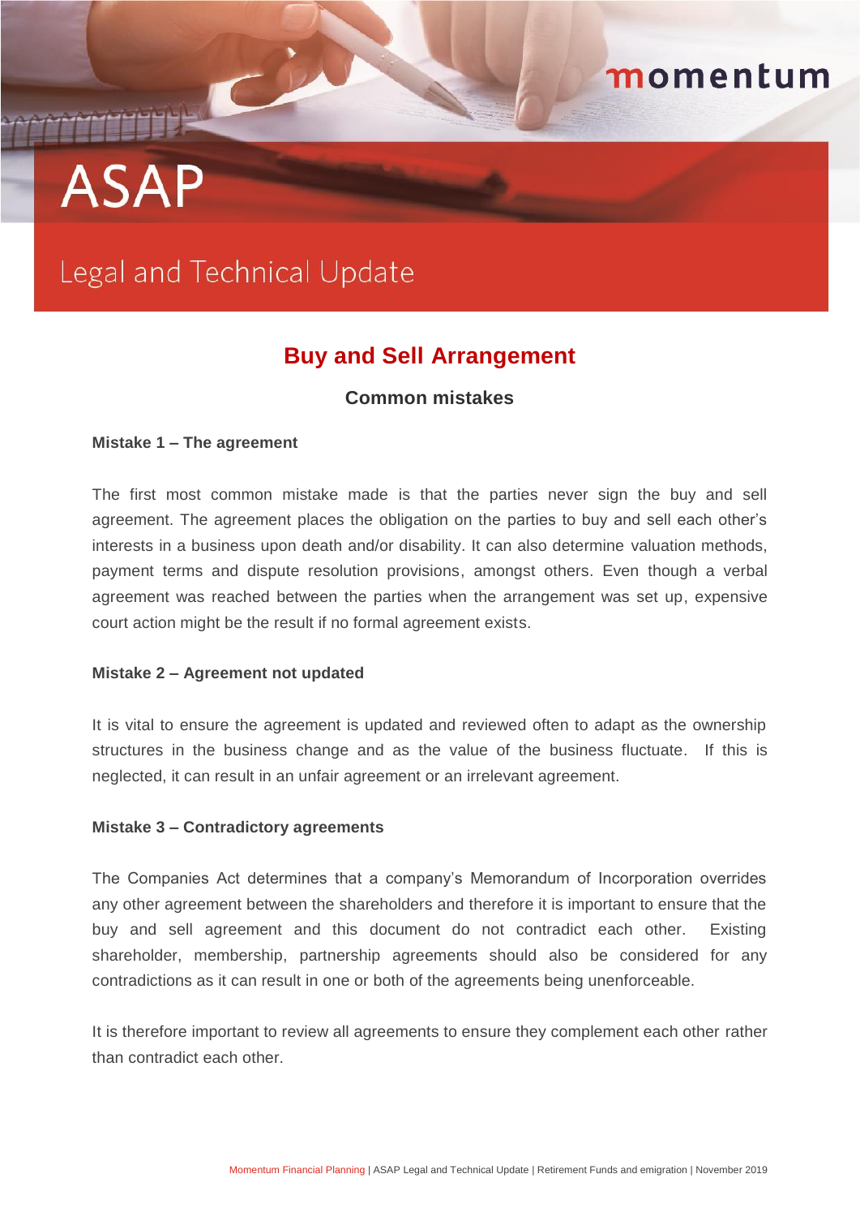# ASAP

## Legal and Technical Update

## Buy and Sell Arrangement

### Common mistakes

**Mistake 1 – The agreement**

The first most common mistake made is that the parties never sign the buy and sell agreement. The agreement places the obligation on the parties to buy and sell each other's interests in a business upon death and/or disability. It can also determine valuation methods, payment terms and dispute resolution provisions, amongst others. Even though a verbal agreement was reached between the parties when the arrangement was set up, expensive court action might be the result if no formal agreement exists.

**Mistake 2 – Agreement not updated**

It is vital to ensure the agreement is updated and reviewed often to adapt as the ownership structures in the business change and as the value of the business fluctuate. If this is neglected, it can result in an unfair agreement or an irrelevant agreement.

**Mistake 3 – Contradictory agreements**

The Companies Act determines that a company's Memorandum of Incorporation overrides any other agreement between the shareholders and therefore it is important to ensure that the buy and sell agreement and this document do not contradict each other. Existing shareholder, membership, partnership agreements should also be considered for any contradictions as it can result in one or both of the agreements being unenforceable.

It is therefore important to review all agreements to ensure they complement each other rather than contradict each other.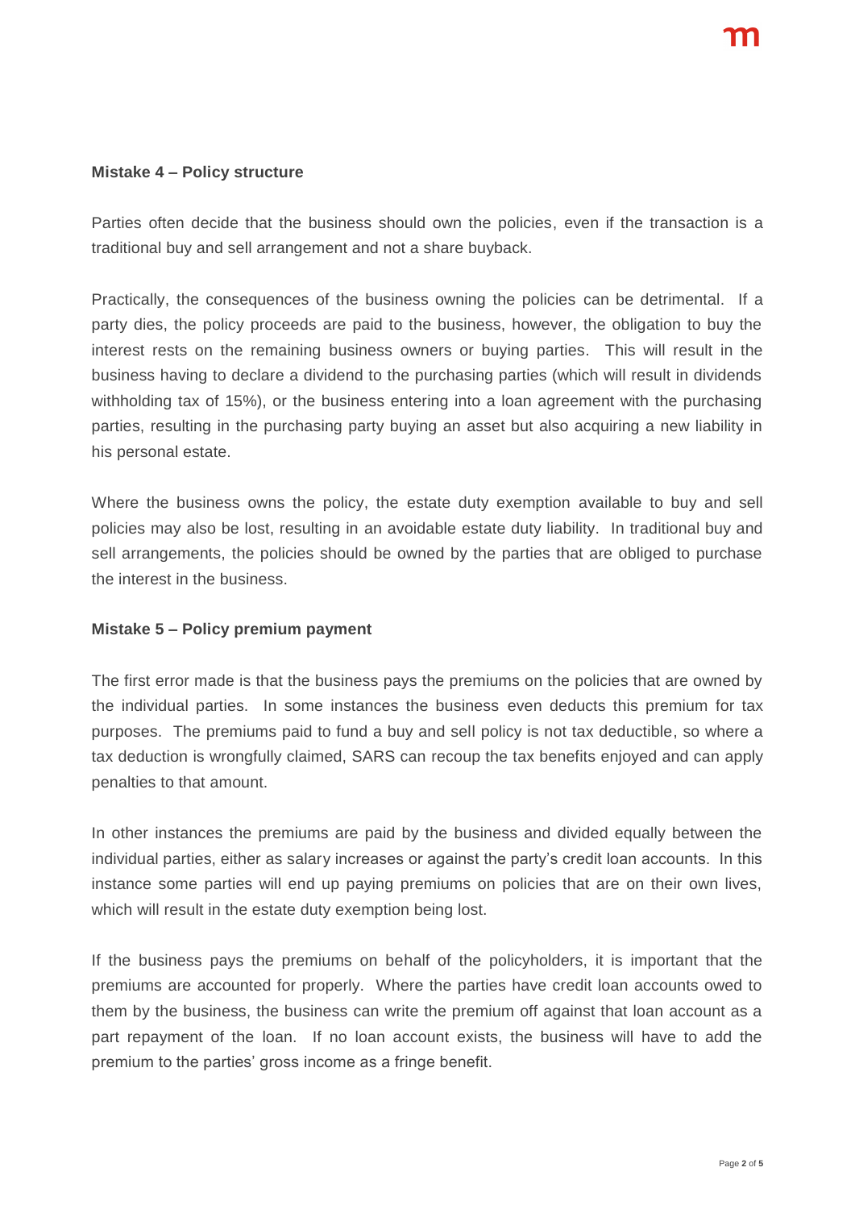**Mistake 4 – Policy structure**

Parties often decide that the business should own the policies, even if the transaction is a traditional buy and sell arrangement and not a share buyback.

Practically, the consequences of the business owning the policies can be detrimental. If a party dies, the policy proceeds are paid to the business, however, the obligation to buy the interest rests on the remaining business owners or buying parties. This will result in the business having to declare a dividend to the purchasing parties (which will result in dividends withholding tax of 15%), or the business entering into a loan agreement with the purchasing parties, resulting in the purchasing party buying an asset but also acquiring a new liability in his personal estate.

Where the business owns the policy, the estate duty exemption available to buy and sell policies may also be lost, resulting in an avoidable estate duty liability. In traditional buy and sell arrangements, the policies should be owned by the parties that are obliged to purchase the interest in the business.

**Mistake 5 – Policy premium payment**

The first error made is that the business pays the premiums on the policies that are owned by the individual parties. In some instances the business even deducts this premium for tax purposes. The premiums paid to fund a buy and sell policy is not tax deductible, so where a tax deduction is wrongfully claimed, SARS can recoup the tax benefits enjoyed and can apply penalties to that amount.

In other instances the premiums are paid by the business and divided equally between the individual parties, either as salary increases or against the party's credit loan accounts. In this instance some parties will end up paying premiums on policies that are on their own lives, which will result in the estate duty exemption being lost.

If the business pays the premiums on behalf of the policyholders, it is important that the premiums are accounted for properly. Where the parties have credit loan accounts owed to them by the business, the business can write the premium off against that loan account as a part repayment of the loan. If no loan account exists, the business will have to add the premium to the parties' gross income as a fringe benefit.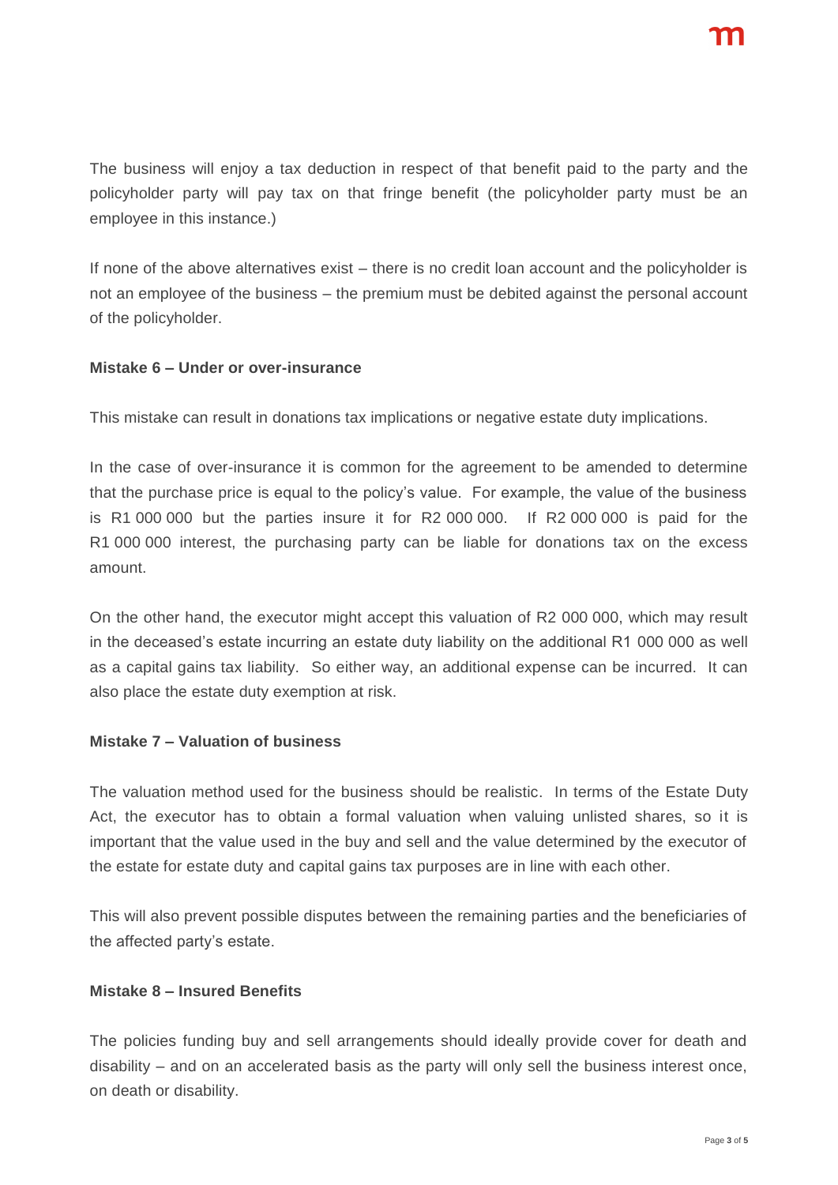The business will enjoy a tax deduction in respect of that benefit paid to the party and the policyholder party will pay tax on that fringe benefit (the policyholder party must be an employee in this instance.)

If none of the above alternatives exist – there is no credit loan account and the policyholder is not an employee of the business – the premium must be debited against the personal account of the policyholder.

**Mistake 6 – Under or over-insurance**

This mistake can result in donations tax implications or negative estate duty implications.

In the case of over-insurance it is common for the agreement to be amended to determine that the purchase price is equal to the policy's value. For example, the value of the business is R1 000 000 but the parties insure it for R2 000 000. If R2 000 000 is paid for the R1 000 000 interest, the purchasing party can be liable for donations tax on the excess amount.

On the other hand, the executor might accept this valuation of R2 000 000, which may result in the deceased's estate incurring an estate duty liability on the additional R1 000 000 as well as a capital gains tax liability. So either way, an additional expense can be incurred. It can also place the estate duty exemption at risk.

**Mistake 7 – Valuation of business**

The valuation method used for the business should be realistic. In terms of the Estate Duty Act, the executor has to obtain a formal valuation when valuing unlisted shares, so it is important that the value used in the buy and sell and the value determined by the executor of the estate for estate duty and capital gains tax purposes are in line with each other.

This will also prevent possible disputes between the remaining parties and the beneficiaries of the affected party's estate.

**Mistake 8 – Insured Benefits**

The policies funding buy and sell arrangements should ideally provide cover for death and disability – and on an accelerated basis as the party will only sell the business interest once, on death or disability.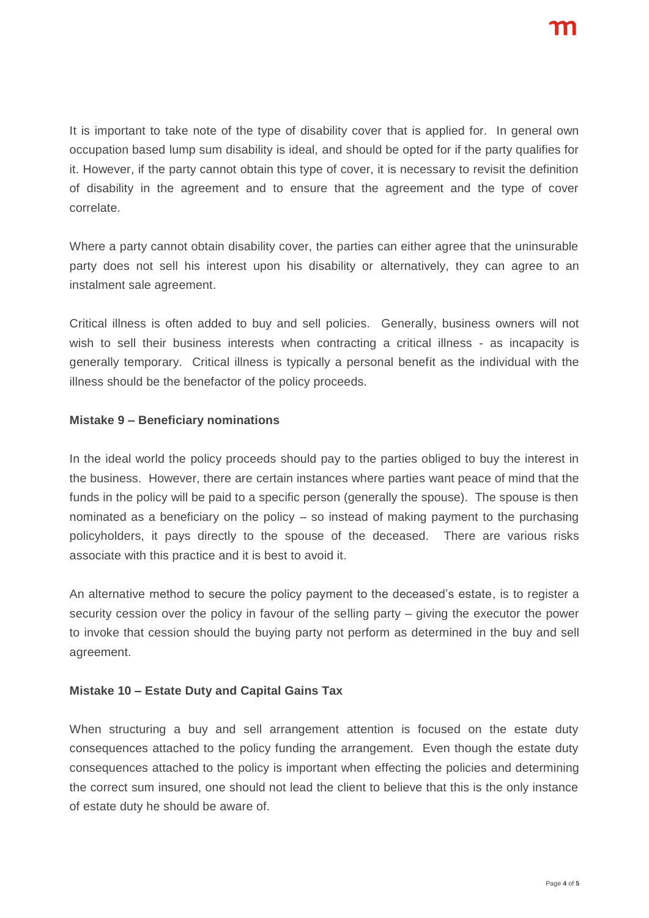It is important to take note of the type of disability cover that is applied for. In general own occupation based lump sum disability is ideal, and should be opted for if the party qualifies for it. However, if the party cannot obtain this type of cover, it is necessary to revisit the definition of disability in the agreement and to ensure that the agreement and the type of cover correlate.

Where a party cannot obtain disability cover, the parties can either agree that the uninsurable party does not sell his interest upon his disability or alternatively, they can agree to an instalment sale agreement.

Critical illness is often added to buy and sell policies. Generally, business owners will not wish to sell their business interests when contracting a critical illness - as incapacity is generally temporary. Critical illness is typically a personal benefit as the individual with the illness should be the benefactor of the policy proceeds.

**Mistake 9 – Beneficiary nominations**

In the ideal world the policy proceeds should pay to the parties obliged to buy the interest in the business. However, there are certain instances where parties want peace of mind that the funds in the policy will be paid to a specific person (generally the spouse). The spouse is then nominated as a beneficiary on the policy – so instead of making payment to the purchasing policyholders, it pays directly to the spouse of the deceased. There are various risks associate with this practice and it is best to avoid it.

An alternative method to secure the policy payment to the deceased's estate, is to register a security cession over the policy in favour of the selling party – giving the executor the power to invoke that cession should the buying party not perform as determined in the buy and sell agreement.

**Mistake 10 – Estate Duty and Capital Gains Tax**

When structuring a buy and sell arrangement attention is focused on the estate duty consequences attached to the policy funding the arrangement. Even though the estate duty consequences attached to the policy is important when effecting the policies and determining the correct sum insured, one should not lead the client to believe that this is the only instance of estate duty he should be aware of.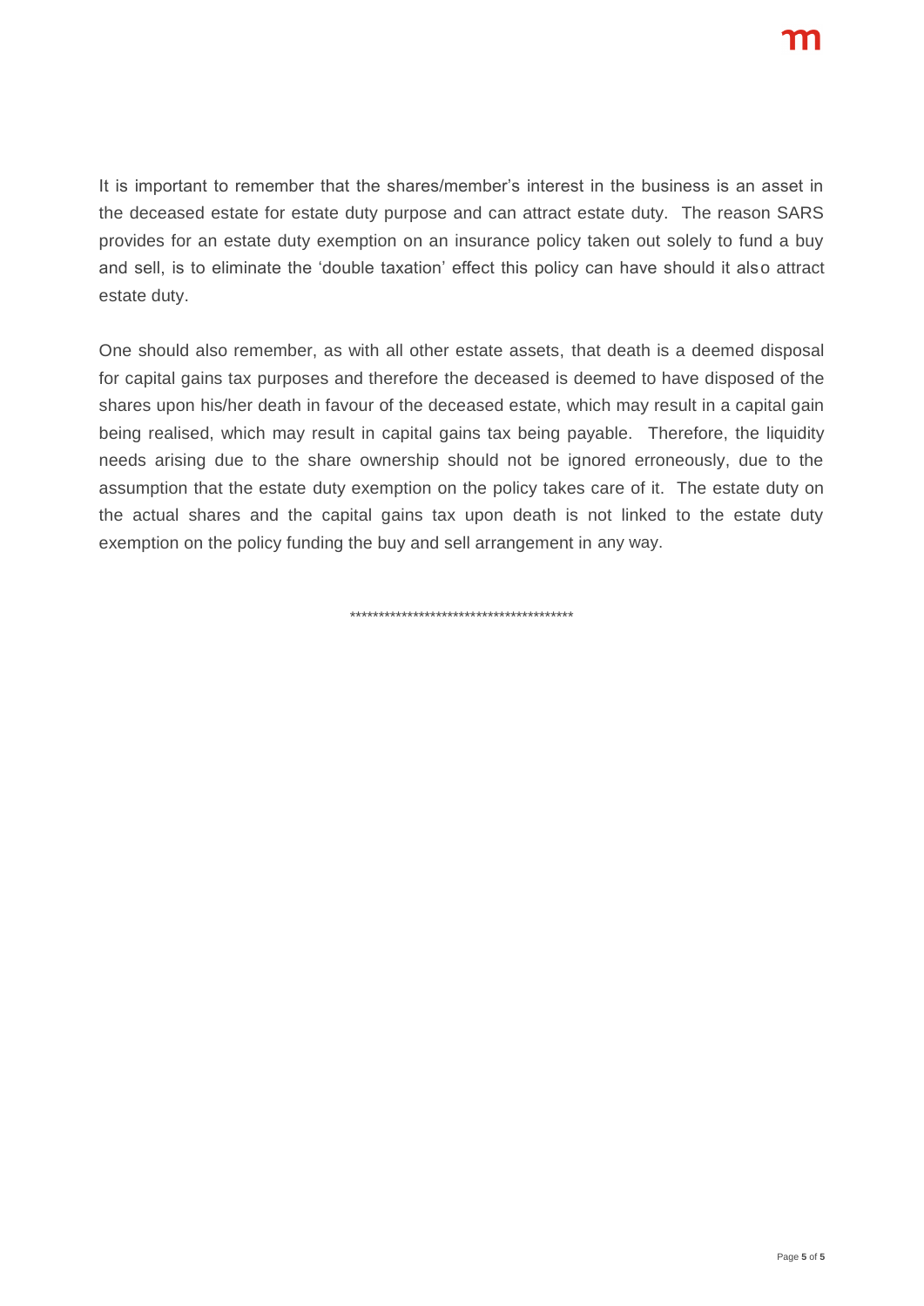It is important to remember that the shares/member's interest in the business is an asset in the deceased estate for estate duty purpose and can attract estate duty. The reason SARS provides for an estate duty exemption on an insurance policy taken out solely to fund a buy and sell, is to eliminate the 'double taxation' effect this policy can have should it also attract estate duty.

One should also remember, as with all other estate assets, that death is a deemed disposal for capital gains tax purposes and therefore the deceased is deemed to have disposed of the shares upon his/her death in favour of the deceased estate, which may result in a capital gain being realised, which may result in capital gains tax being payable. Therefore, the liquidity needs arising due to the share ownership should not be ignored erroneously, due to the assumption that the estate duty exemption on the policy takes care of it. The estate duty on the actual shares and the capital gains tax upon death is not linked to the estate duty exemption on the policy funding the buy and sell arrangement in any way.

****************************************